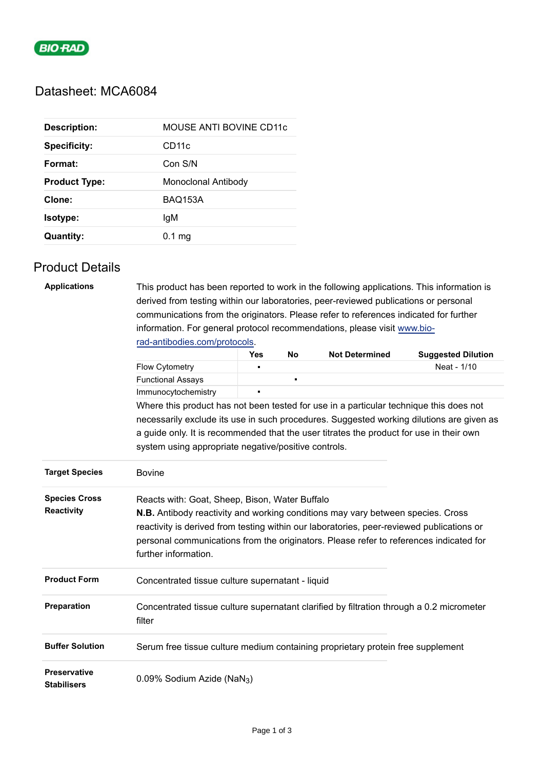BIO-RAD

# Datasheet: MCA6084

| | |
|---|---|
| **Description:** | MOUSE ANTI BOVINE CD11c |
| **Specificity:** | CD11c |
| **Format:** | Con S/N |
| **Product Type:** | Monoclonal Antibody |
| **Clone:** | BAQ153A |
| **Isotype:** | IgM |
| **Quantity:** | 0.1 mg |

## Product Details

**Applications**

This product has been reported to work in the following applications. This information is derived from testing within our laboratories, peer-reviewed publications or personal communications from the originators. Please refer to references indicated for further information. For general protocol recommendations, please visit www.bio-rad-antibodies.com/protocols.

| | Yes | No | Not Determined | Suggested Dilution |
|---|---|---|---|---|
| Flow Cytometry | ▪ | | | Neat - 1/10 |
| Functional Assays | | ▪ | | |
| Immunocytochemistry | ▪ | | | |

Where this product has not been tested for use in a particular technique this does not necessarily exclude its use in such procedures. Suggested working dilutions are given as a guide only. It is recommended that the user titrates the product for use in their own system using appropriate negative/positive controls.

**Target Species**

Bovine

**Species Cross Reactivity**

Reacts with: Goat, Sheep, Bison, Water Buffalo

**N.B.** Antibody reactivity and working conditions may vary between species. Cross reactivity is derived from testing within our laboratories, peer-reviewed publications or personal communications from the originators. Please refer to references indicated for further information.

**Product Form**

Concentrated tissue culture supernatant - liquid

**Preparation**

Concentrated tissue culture supernatant clarified by filtration through a 0.2 micrometer filter

**Buffer Solution**

Serum free tissue culture medium containing proprietary protein free supplement

**Preservative Stabilisers**

0.09% Sodium Azide ($NaN_3$)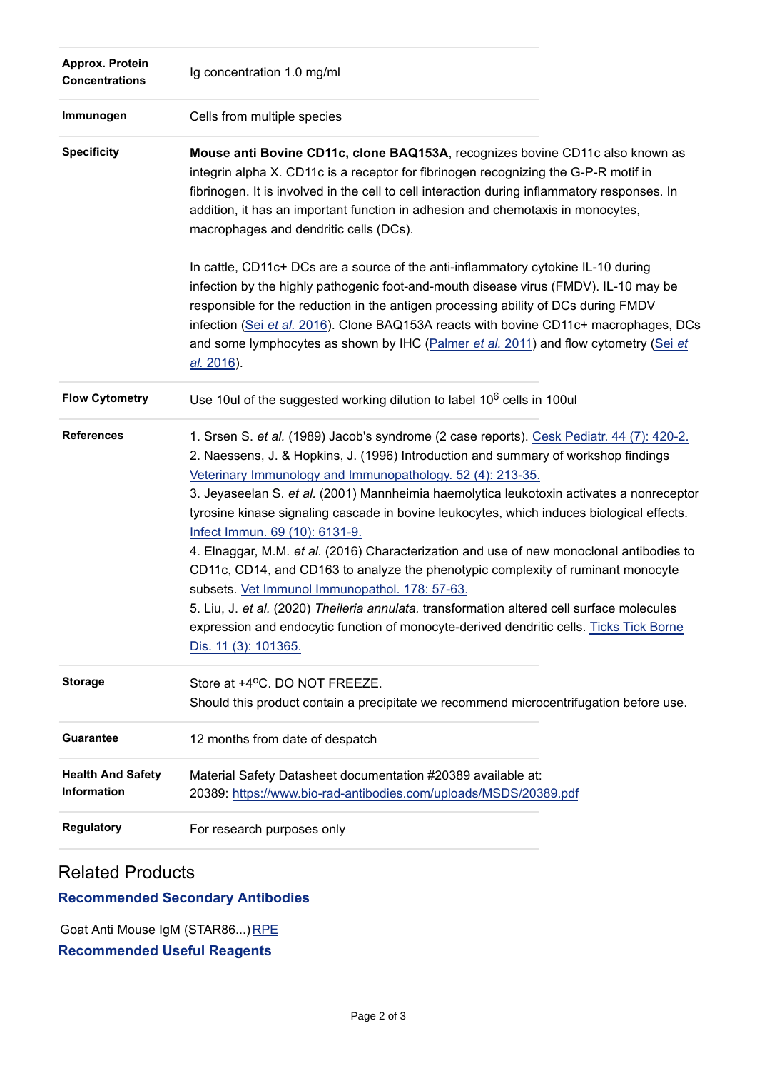| | |
|---|---|
| **Approx. Protein Concentrations** | Ig concentration 1.0 mg/ml |
| **Immunogen** | Cells from multiple species |
| **Specificity** | **Mouse anti Bovine CD11c, clone BAQ153A**, recognizes bovine CD11c also known as integrin alpha X. CD11c is a receptor for fibrinogen recognizing the G-P-R motif in fibrinogen. It is involved in the cell to cell interaction during inflammatory responses. In addition, it has an important function in adhesion and chemotaxis in monocytes, macrophages and dendritic cells (DCs).<br><br>In cattle, CD11c+ DCs are a source of the anti-inflammatory cytokine IL-10 during infection by the highly pathogenic foot-and-mouth disease virus (FMDV). IL-10 may be responsible for the reduction in the antigen processing ability of DCs during FMDV infection (Sei *et al.* 2016). Clone BAQ153A reacts with bovine CD11c+ macrophages, DCs and some lymphocytes as shown by IHC (Palmer *et al.* 2011) and flow cytometry (Sei *et al.* 2016). |
| **Flow Cytometry** | Use 10ul of the suggested working dilution to label $10^6$ cells in 100ul |
| **References** | 1. Srsen S. *et al.* (1989) Jacob's syndrome (2 case reports). Cesk Pediatr. 44 (7): 420-2.<br>2. Naessens, J. & Hopkins, J. (1996) Introduction and summary of workshop findings Veterinary Immunology and Immunopathology. 52 (4): 213-35.<br>3. Jeyaseelan S. *et al.* (2001) Mannheimia haemolytica leukotoxin activates a nonreceptor tyrosine kinase signaling cascade in bovine leukocytes, which induces biological effects. Infect Immun. 69 (10): 6131-9.<br>4. Elnaggar, M.M. *et al.* (2016) Characterization and use of new monoclonal antibodies to CD11c, CD14, and CD163 to analyze the phenotypic complexity of ruminant monocyte subsets. Vet Immunol Immunopathol. 178: 57-63.<br>5. Liu, J. *et al.* (2020) *Theileria annulata.* transformation altered cell surface molecules expression and endocytic function of monocyte-derived dendritic cells. Ticks Tick Borne Dis. 11 (3): 101365. |
| **Storage** | Store at +4ºC. DO NOT FREEZE.<br>Should this product contain a precipitate we recommend microcentrifugation before use. |
| **Guarantee** | 12 months from date of despatch |
| **Health And Safety Information** | Material Safety Datasheet documentation #20389 available at:<br>20389: https://www.bio-rad-antibodies.com/uploads/MSDS/20389.pdf |
| **Regulatory** | For research purposes only |

## Related Products

### Recommended Secondary Antibodies

Goat Anti Mouse IgM (STAR86...) RPE

### Recommended Useful Reagents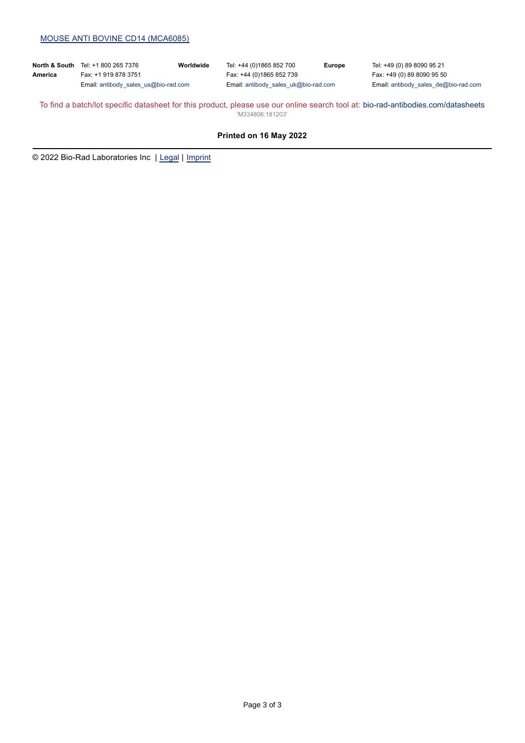[MOUSE ANTI BOVINE CD14 (MCA6085)](MOUSE ANTI BOVINE CD14 (MCA6085))

| | | | | | |
|---|---|---|---|---|---|
| **North & South America** | Tel: +1 800 265 7376<br>Fax: +1 919 878 3751<br>Email: antibody_sales_us@bio-rad.com | **Worldwide** | Tel: +44 (0)1865 852 700<br>Fax: +44 (0)1865 852 739<br>Email: antibody_sales_uk@bio-rad.com | **Europe** | Tel: +49 (0) 89 8090 95 21<br>Fax: +49 (0) 89 8090 95 50<br>Email: antibody_sales_de@bio-rad.com |

To find a batch/lot specific datasheet for this product, please use our online search tool at: bio-rad-antibodies.com/datasheets

'M334806:181203'

**Printed on 16 May 2022**

© 2022 Bio-Rad Laboratories Inc | Legal | Imprint